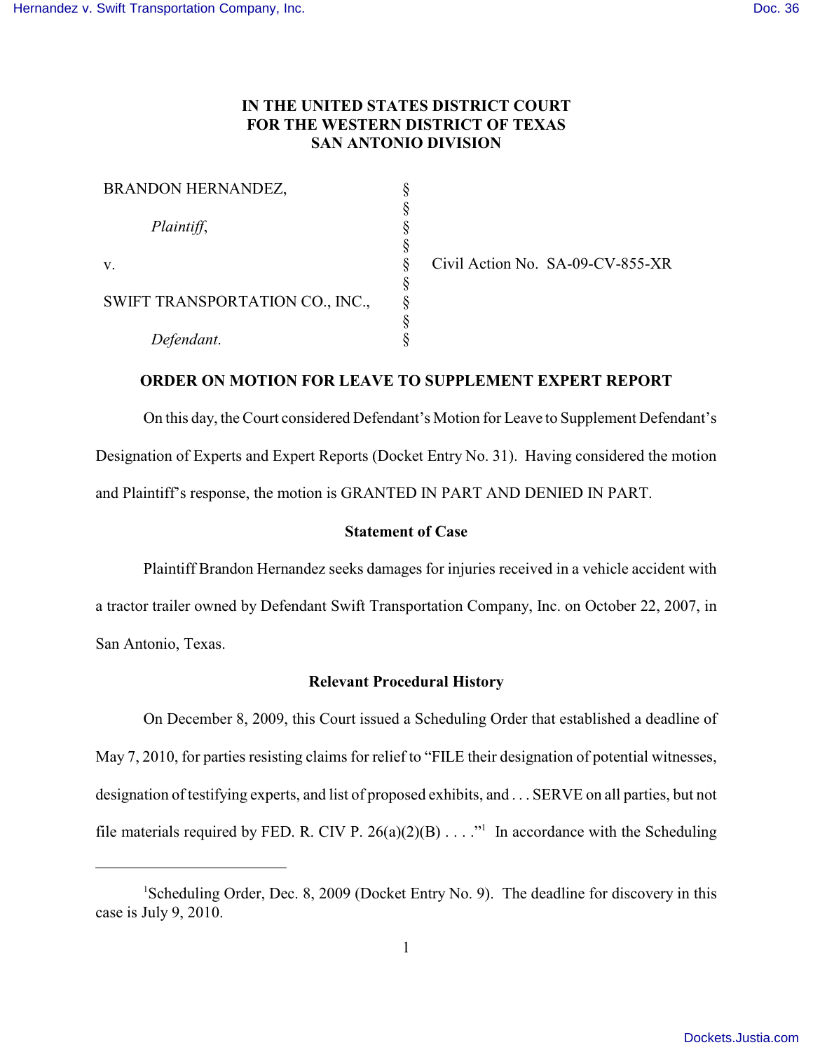**IN THE UNITED STATES DISTRICT COURT**
**FOR THE WESTERN DISTRICT OF TEXAS**
**SAN ANTONIO DIVISION**

| | | |
|---|---|---|
| BRANDON HERNANDEZ, | § | |
| | § | |
| *Plaintiff*, | § | |
| | § | |
| v. | § | Civil Action No. SA-09-CV-855-XR |
| | § | |
| SWIFT TRANSPORTATION CO., INC., | § | |
| | § | |
| *Defendant*. | § | |

**ORDER ON MOTION FOR LEAVE TO SUPPLEMENT EXPERT REPORT**

On this day, the Court considered Defendant's Motion for Leave to Supplement Defendant's Designation of Experts and Expert Reports (Docket Entry No. 31). Having considered the motion and Plaintiff's response, the motion is GRANTED IN PART AND DENIED IN PART.

**Statement of Case**

Plaintiff Brandon Hernandez seeks damages for injuries received in a vehicle accident with a tractor trailer owned by Defendant Swift Transportation Company, Inc. on October 22, 2007, in San Antonio, Texas.

**Relevant Procedural History**

On December 8, 2009, this Court issued a Scheduling Order that established a deadline of May 7, 2010, for parties resisting claims for relief to "FILE their designation of potential witnesses, designation of testifying experts, and list of proposed exhibits, and . . . SERVE on all parties, but not file materials required by FED. R. CIV P. 26(a)(2)(B) . . . ."[1] In accordance with the Scheduling

---

[1]Scheduling Order, Dec. 8, 2009 (Docket Entry No. 9). The deadline for discovery in this case is July 9, 2010.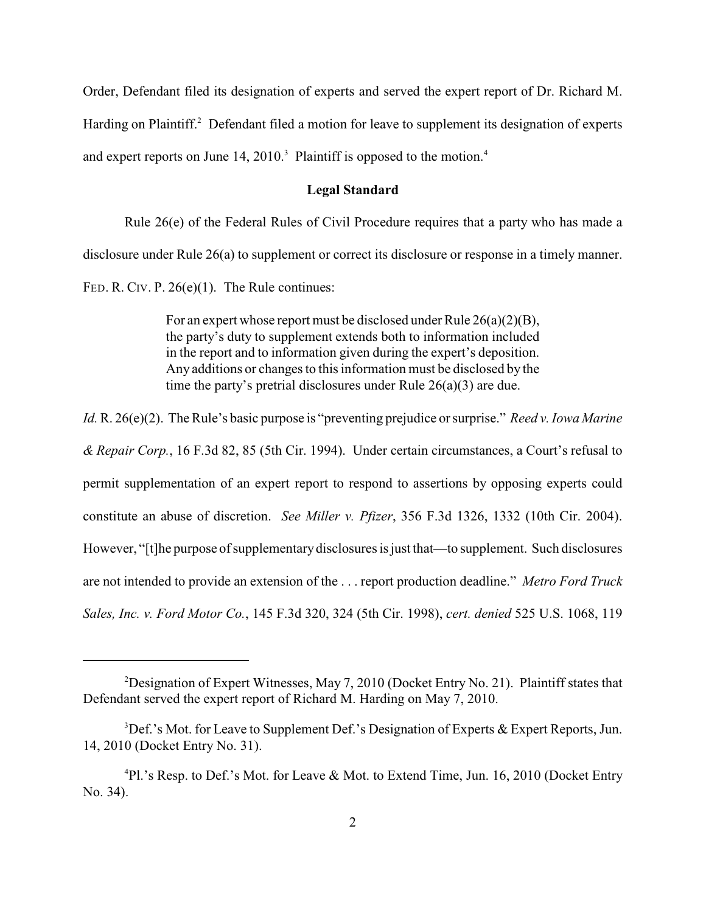Order, Defendant filed its designation of experts and served the expert report of Dr. Richard M. Harding on Plaintiff.[2] Defendant filed a motion for leave to supplement its designation of experts and expert reports on June 14, 2010.[3] Plaintiff is opposed to the motion.[4]

## Legal Standard

Rule 26(e) of the Federal Rules of Civil Procedure requires that a party who has made a disclosure under Rule 26(a) to supplement or correct its disclosure or response in a timely manner. FED. R. CIV. P. 26(e)(1). The Rule continues:

> For an expert whose report must be disclosed under Rule 26(a)(2)(B), the party's duty to supplement extends both to information included in the report and to information given during the expert's deposition. Any additions or changes to this information must be disclosed by the time the party's pretrial disclosures under Rule 26(a)(3) are due.

*Id.* R. 26(e)(2). The Rule's basic purpose is "preventing prejudice or surprise." *Reed v. Iowa Marine & Repair Corp.*, 16 F.3d 82, 85 (5th Cir. 1994). Under certain circumstances, a Court's refusal to permit supplementation of an expert report to respond to assertions by opposing experts could constitute an abuse of discretion. *See Miller v. Pfizer*, 356 F.3d 1326, 1332 (10th Cir. 2004). However, "[t]he purpose of supplementary disclosures is just that—to supplement. Such disclosures are not intended to provide an extension of the . . . report production deadline." *Metro Ford Truck Sales, Inc. v. Ford Motor Co.*, 145 F.3d 320, 324 (5th Cir. 1998), *cert. denied* 525 U.S. 1068, 119

---

[2] Designation of Expert Witnesses, May 7, 2010 (Docket Entry No. 21). Plaintiff states that Defendant served the expert report of Richard M. Harding on May 7, 2010.

[3] Def.'s Mot. for Leave to Supplement Def.'s Designation of Experts & Expert Reports, Jun. 14, 2010 (Docket Entry No. 31).

[4] Pl.'s Resp. to Def.'s Mot. for Leave & Mot. to Extend Time, Jun. 16, 2010 (Docket Entry No. 34).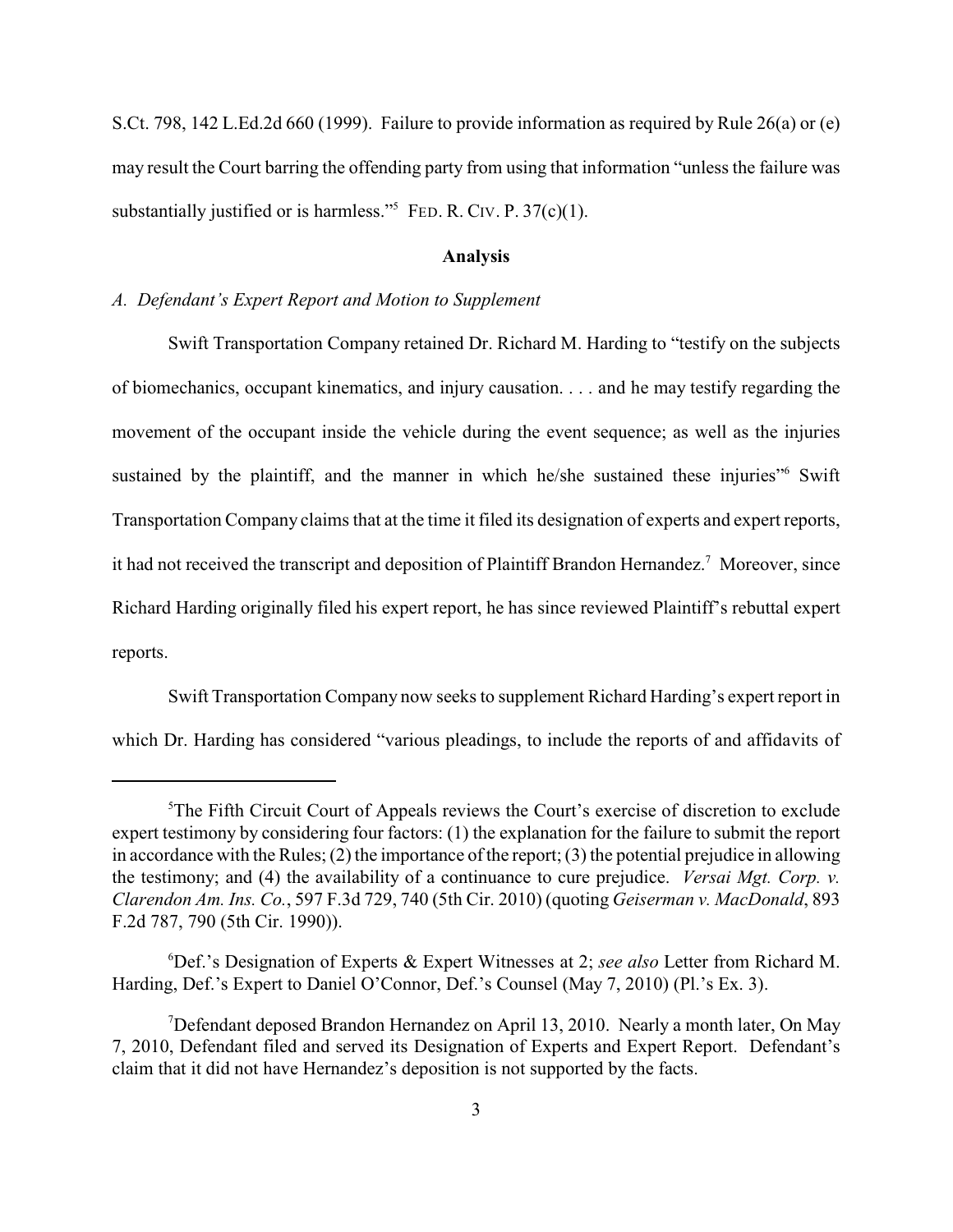S.Ct. 798, 142 L.Ed.2d 660 (1999). Failure to provide information as required by Rule 26(a) or (e) may result the Court barring the offending party from using that information "unless the failure was substantially justified or is harmless."[5] FED. R. CIV. P. 37(c)(1).

## Analysis

### *A. Defendant's Expert Report and Motion to Supplement*

Swift Transportation Company retained Dr. Richard M. Harding to "testify on the subjects of biomechanics, occupant kinematics, and injury causation. . . . and he may testify regarding the movement of the occupant inside the vehicle during the event sequence; as well as the injuries sustained by the plaintiff, and the manner in which he/she sustained these injuries"[6] Swift Transportation Company claims that at the time it filed its designation of experts and expert reports, it had not received the transcript and deposition of Plaintiff Brandon Hernandez.[7] Moreover, since Richard Harding originally filed his expert report, he has since reviewed Plaintiff's rebuttal expert reports.

Swift Transportation Company now seeks to supplement Richard Harding's expert report in which Dr. Harding has considered "various pleadings, to include the reports of and affidavits of

---

[5]The Fifth Circuit Court of Appeals reviews the Court's exercise of discretion to exclude expert testimony by considering four factors: (1) the explanation for the failure to submit the report in accordance with the Rules; (2) the importance of the report; (3) the potential prejudice in allowing the testimony; and (4) the availability of a continuance to cure prejudice. *Versai Mgt. Corp. v. Clarendon Am. Ins. Co.*, 597 F.3d 729, 740 (5th Cir. 2010) (quoting *Geiserman v. MacDonald*, 893 F.2d 787, 790 (5th Cir. 1990)).

[6]Def.'s Designation of Experts & Expert Witnesses at 2; *see also* Letter from Richard M. Harding, Def.'s Expert to Daniel O'Connor, Def.'s Counsel (May 7, 2010) (Pl.'s Ex. 3).

[7]Defendant deposed Brandon Hernandez on April 13, 2010. Nearly a month later, On May 7, 2010, Defendant filed and served its Designation of Experts and Expert Report. Defendant's claim that it did not have Hernandez's deposition is not supported by the facts.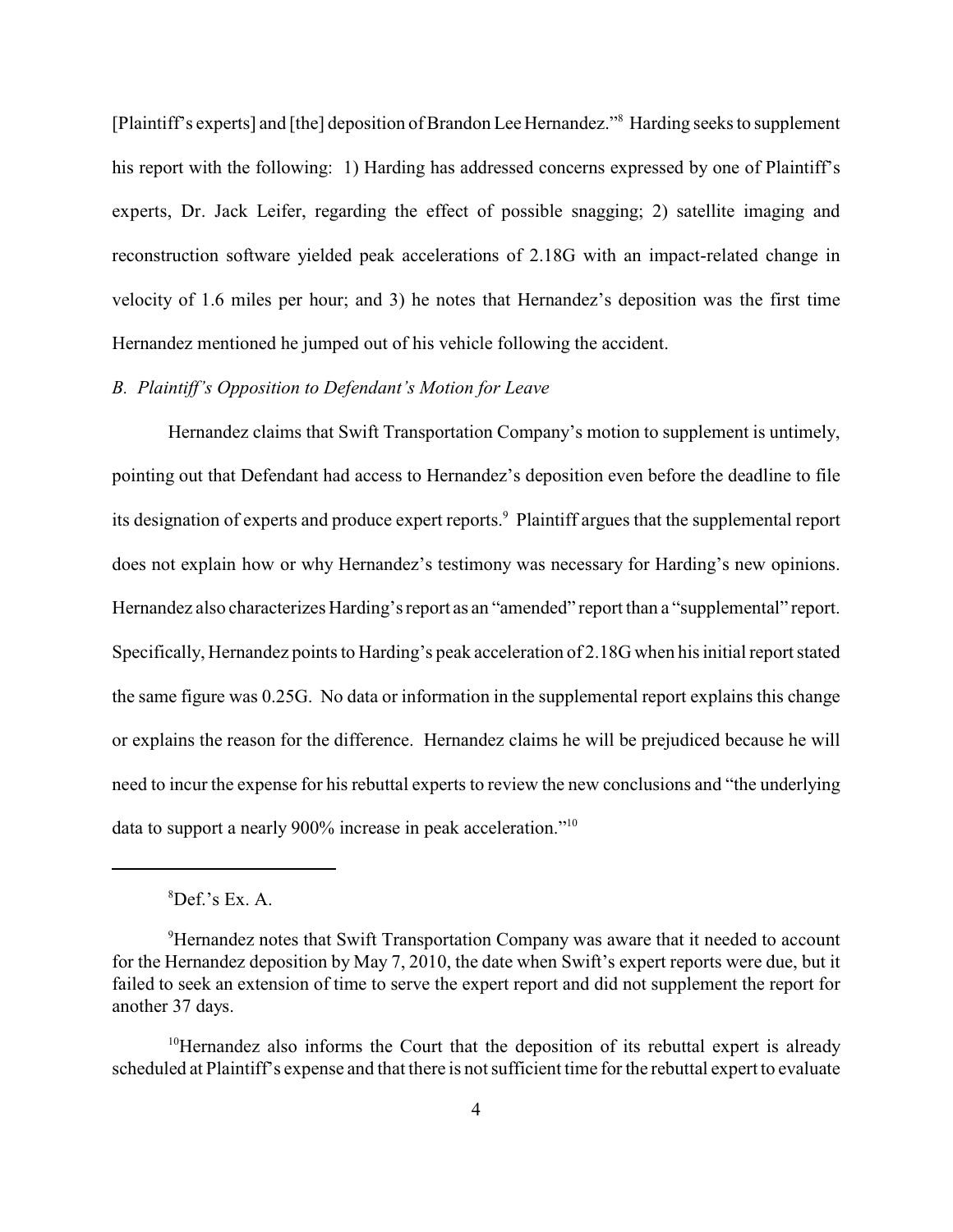[Plaintiff's experts] and [the] deposition of Brandon Lee Hernandez."[8] Harding seeks to supplement his report with the following: 1) Harding has addressed concerns expressed by one of Plaintiff's experts, Dr. Jack Leifer, regarding the effect of possible snagging; 2) satellite imaging and reconstruction software yielded peak accelerations of 2.18G with an impact-related change in velocity of 1.6 miles per hour; and 3) he notes that Hernandez's deposition was the first time Hernandez mentioned he jumped out of his vehicle following the accident.

*B. Plaintiff's Opposition to Defendant's Motion for Leave*

Hernandez claims that Swift Transportation Company's motion to supplement is untimely, pointing out that Defendant had access to Hernandez's deposition even before the deadline to file its designation of experts and produce expert reports.[9] Plaintiff argues that the supplemental report does not explain how or why Hernandez's testimony was necessary for Harding's new opinions. Hernandez also characterizes Harding's report as an "amended" report than a "supplemental" report. Specifically, Hernandez points to Harding's peak acceleration of 2.18G when his initial report stated the same figure was 0.25G. No data or information in the supplemental report explains this change or explains the reason for the difference. Hernandez claims he will be prejudiced because he will need to incur the expense for his rebuttal experts to review the new conclusions and "the underlying data to support a nearly 900% increase in peak acceleration."[10]

---

[8] Def.'s Ex. A.

[9] Hernandez notes that Swift Transportation Company was aware that it needed to account for the Hernandez deposition by May 7, 2010, the date when Swift's expert reports were due, but it failed to seek an extension of time to serve the expert report and did not supplement the report for another 37 days.

[10] Hernandez also informs the Court that the deposition of its rebuttal expert is already scheduled at Plaintiff's expense and that there is not sufficient time for the rebuttal expert to evaluate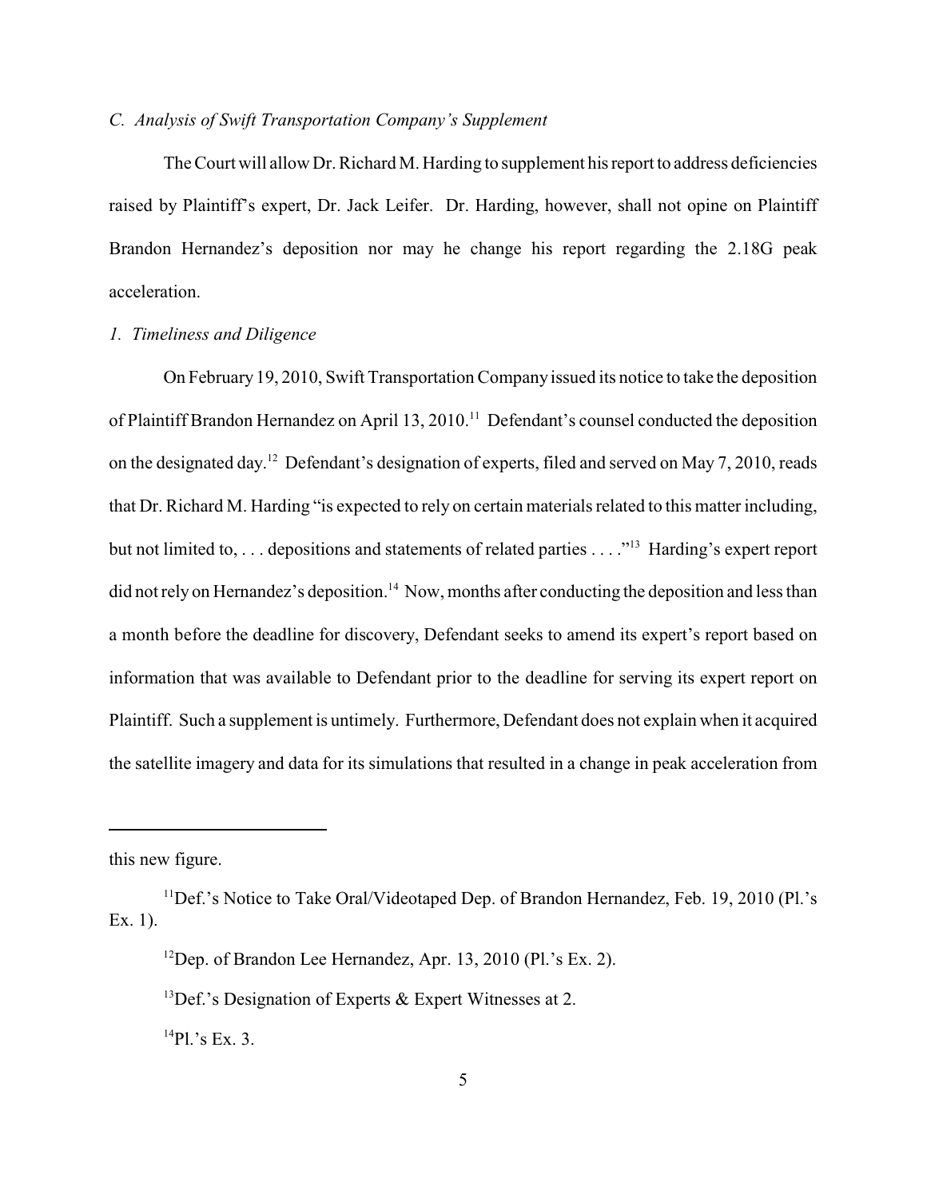*C. Analysis of Swift Transportation Company's Supplement*

The Court will allow Dr. Richard M. Harding to supplement his report to address deficiencies raised by Plaintiff's expert, Dr. Jack Leifer. Dr. Harding, however, shall not opine on Plaintiff Brandon Hernandez's deposition nor may he change his report regarding the 2.18G peak acceleration.

*1. Timeliness and Diligence*

On February 19, 2010, Swift Transportation Company issued its notice to take the deposition of Plaintiff Brandon Hernandez on April 13, 2010.[11] Defendant's counsel conducted the deposition on the designated day.[12] Defendant's designation of experts, filed and served on May 7, 2010, reads that Dr. Richard M. Harding "is expected to rely on certain materials related to this matter including, but not limited to, . . . depositions and statements of related parties . . . ."[13] Harding's expert report did not rely on Hernandez's deposition.[14] Now, months after conducting the deposition and less than a month before the deadline for discovery, Defendant seeks to amend its expert's report based on information that was available to Defendant prior to the deadline for serving its expert report on Plaintiff. Such a supplement is untimely. Furthermore, Defendant does not explain when it acquired the satellite imagery and data for its simulations that resulted in a change in peak acceleration from

---

this new figure.

[11] Def.'s Notice to Take Oral/Videotaped Dep. of Brandon Hernandez, Feb. 19, 2010 (Pl.'s Ex. 1).

[12] Dep. of Brandon Lee Hernandez, Apr. 13, 2010 (Pl.'s Ex. 2).

[13] Def.'s Designation of Experts & Expert Witnesses at 2.

[14] Pl.'s Ex. 3.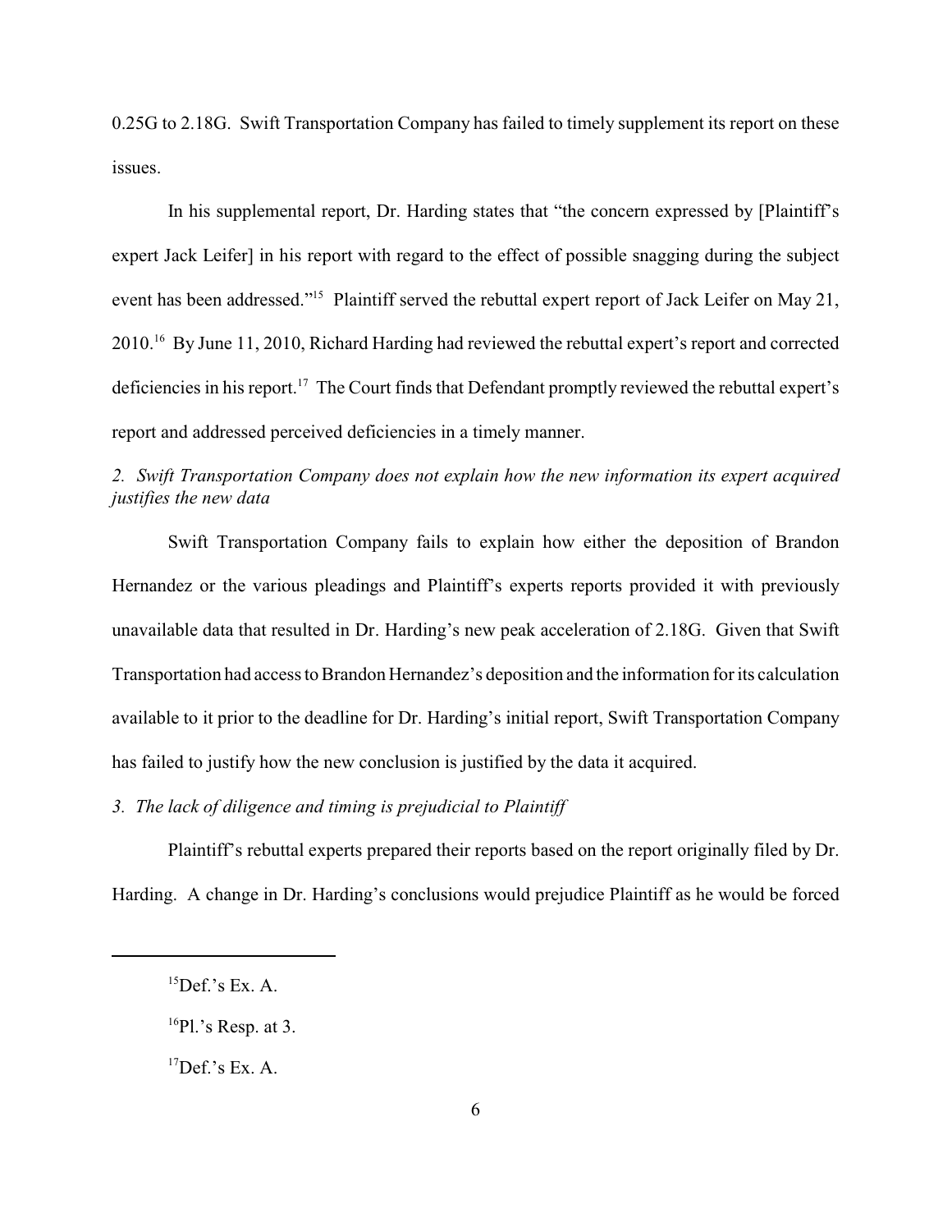0.25G to 2.18G. Swift Transportation Company has failed to timely supplement its report on these issues.

In his supplemental report, Dr. Harding states that "the concern expressed by [Plaintiff's expert Jack Leifer] in his report with regard to the effect of possible snagging during the subject event has been addressed."[15] Plaintiff served the rebuttal expert report of Jack Leifer on May 21, 2010.[16] By June 11, 2010, Richard Harding had reviewed the rebuttal expert's report and corrected deficiencies in his report.[17] The Court finds that Defendant promptly reviewed the rebuttal expert's report and addressed perceived deficiencies in a timely manner.

*2. Swift Transportation Company does not explain how the new information its expert acquired justifies the new data*

Swift Transportation Company fails to explain how either the deposition of Brandon Hernandez or the various pleadings and Plaintiff's experts reports provided it with previously unavailable data that resulted in Dr. Harding's new peak acceleration of 2.18G. Given that Swift Transportation had access to Brandon Hernandez's deposition and the information for its calculation available to it prior to the deadline for Dr. Harding's initial report, Swift Transportation Company has failed to justify how the new conclusion is justified by the data it acquired.

*3. The lack of diligence and timing is prejudicial to Plaintiff*

Plaintiff's rebuttal experts prepared their reports based on the report originally filed by Dr. Harding. A change in Dr. Harding's conclusions would prejudice Plaintiff as he would be forced

---

[15] Def.'s Ex. A.

[16] Pl.'s Resp. at 3.

[17] Def.'s Ex. A.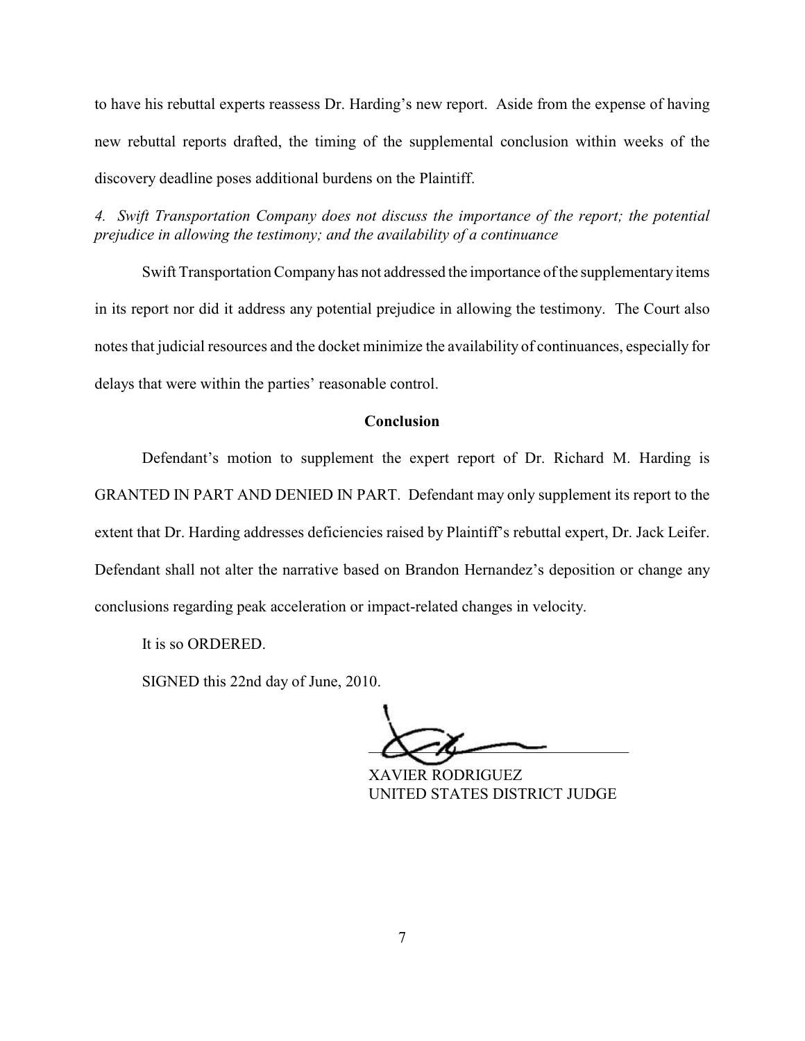to have his rebuttal experts reassess Dr. Harding's new report. Aside from the expense of having new rebuttal reports drafted, the timing of the supplemental conclusion within weeks of the discovery deadline poses additional burdens on the Plaintiff.

*4. Swift Transportation Company does not discuss the importance of the report; the potential prejudice in allowing the testimony; and the availability of a continuance*

Swift Transportation Company has not addressed the importance of the supplementary items in its report nor did it address any potential prejudice in allowing the testimony. The Court also notes that judicial resources and the docket minimize the availability of continuances, especially for delays that were within the parties' reasonable control.

**Conclusion**

Defendant's motion to supplement the expert report of Dr. Richard M. Harding is GRANTED IN PART AND DENIED IN PART. Defendant may only supplement its report to the extent that Dr. Harding addresses deficiencies raised by Plaintiff's rebuttal expert, Dr. Jack Leifer. Defendant shall not alter the narrative based on Brandon Hernandez's deposition or change any conclusions regarding peak acceleration or impact-related changes in velocity.

It is so ORDERED.

SIGNED this 22nd day of June, 2010.

XAVIER RODRIGUEZ
UNITED STATES DISTRICT JUDGE